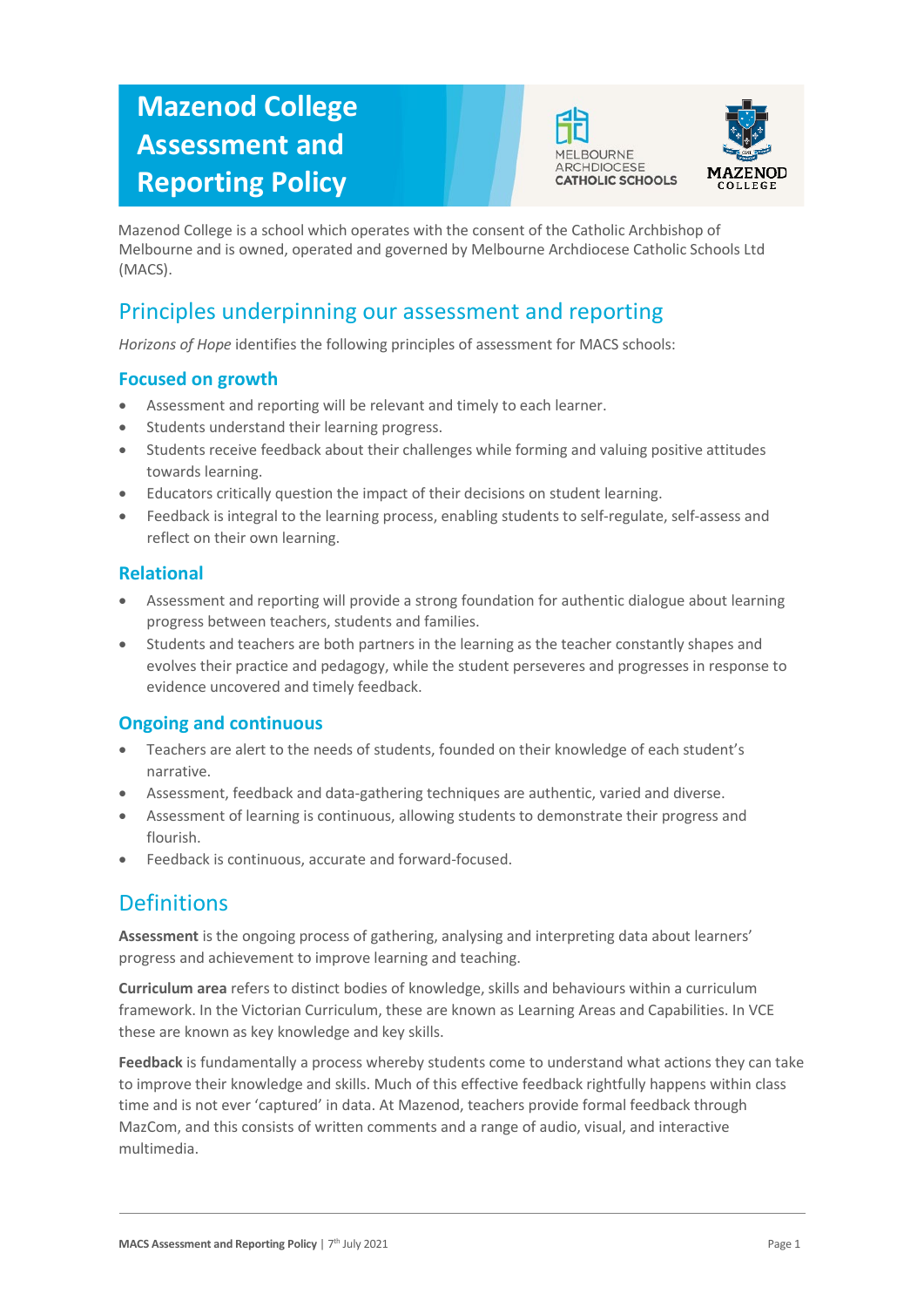# Mazenod College Assessment and Reporting Policy

Mazenod College is a school which operates with the consent of the Catholic Archbishop of Melbourne and is owned, operated and governed by Melbourne Archdiocese Catholic Schools Ltd (MACS).

## Principles underpinning our assessment and reporting

*Horizons of Hope* identifies the following principles of assessment for MACS schools:

### Focused on growth

- Assessment and reporting will be relevant and timely to each learner.
- Students understand their learning progress.
- Students receive feedback about their challenges while forming and valuing positive attitudes towards learning.
- Educators critically question the impact of their decisions on student learning.
- Feedback is integral to the learning process, enabling students to self-regulate, self-assess and reflect on their own learning.

### Relational

- Assessment and reporting will provide a strong foundation for authentic dialogue about learning progress between teachers, students and families.
- Students and teachers are both partners in the learning as the teacher constantly shapes and evolves their practice and pedagogy, while the student perseveres and progresses in response to evidence uncovered and timely feedback.

### Ongoing and continuous

- Teachers are alert to the needs of students, founded on their knowledge of each student's narrative.
- Assessment, feedback and data-gathering techniques are authentic, varied and diverse.
- Assessment of learning is continuous, allowing students to demonstrate their progress and flourish.
- Feedback is continuous, accurate and forward-focused.

## Definitions

**Assessment** is the ongoing process of gathering, analysing and interpreting data about learners' progress and achievement to improve learning and teaching.

**Curriculum area** refers to distinct bodies of knowledge, skills and behaviours within a curriculum framework. In the Victorian Curriculum, these are known as Learning Areas and Capabilities. In VCE these are known as key knowledge and key skills.

**Feedback** is fundamentally a process whereby students come to understand what actions they can take to improve their knowledge and skills. Much of this effective feedback rightfully happens within class time and is not ever 'captured' in data. At Mazenod, teachers provide formal feedback through MazCom, and this consists of written comments and a range of audio, visual, and interactive multimedia.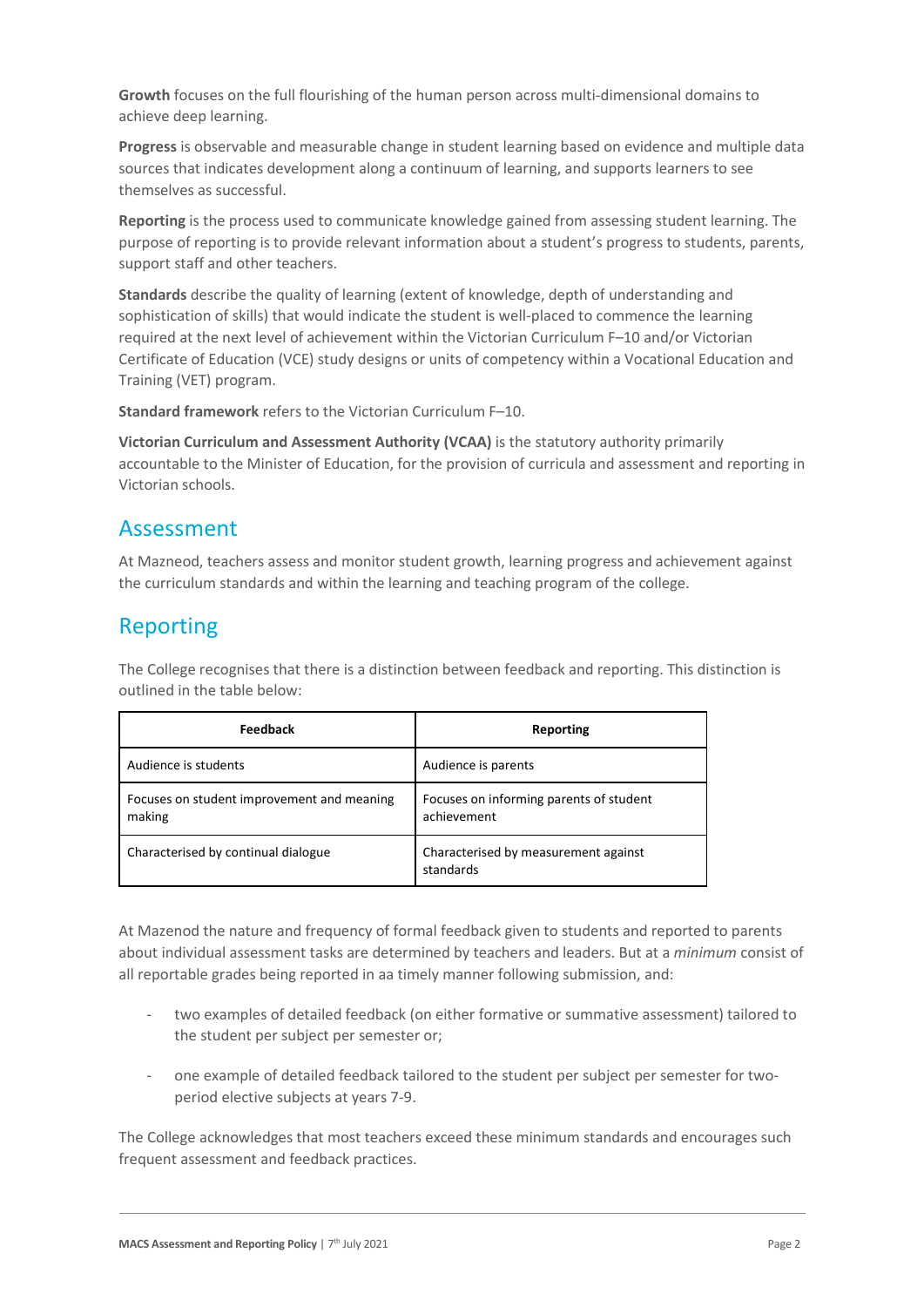**Growth** focuses on the full flourishing of the human person across multi-dimensional domains to achieve deep learning.

**Progress** is observable and measurable change in student learning based on evidence and multiple data sources that indicates development along a continuum of learning, and supports learners to see themselves as successful.

**Reporting** is the process used to communicate knowledge gained from assessing student learning. The purpose of reporting is to provide relevant information about a student's progress to students, parents, support staff and other teachers.

**Standards** describe the quality of learning (extent of knowledge, depth of understanding and sophistication of skills) that would indicate the student is well-placed to commence the learning required at the next level of achievement within the Victorian Curriculum F–10 and/or Victorian Certificate of Education (VCE) study designs or units of competency within a Vocational Education and Training (VET) program.

**Standard framework** refers to the Victorian Curriculum F–10.

**Victorian Curriculum and Assessment Authority (VCAA)** is the statutory authority primarily accountable to the Minister of Education, for the provision of curricula and assessment and reporting in Victorian schools.

## Assessment

At Mazneod, teachers assess and monitor student growth, learning progress and achievement against the curriculum standards and within the learning and teaching program of the college.

## Reporting

The College recognises that there is a distinction between feedback and reporting. This distinction is outlined in the table below:

| Feedback | Reporting |
|---|---|
| Audience is students | Audience is parents |
| Focuses on student improvement and meaning making | Focuses on informing parents of student achievement |
| Characterised by continual dialogue | Characterised by measurement against standards |

At Mazenod the nature and frequency of formal feedback given to students and reported to parents about individual assessment tasks are determined by teachers and leaders. But at a *minimum* consist of all reportable grades being reported in aa timely manner following submission, and:

- two examples of detailed feedback (on either formative or summative assessment) tailored to the student per subject per semester or;
- one example of detailed feedback tailored to the student per subject per semester for two-period elective subjects at years 7-9.

The College acknowledges that most teachers exceed these minimum standards and encourages such frequent assessment and feedback practices.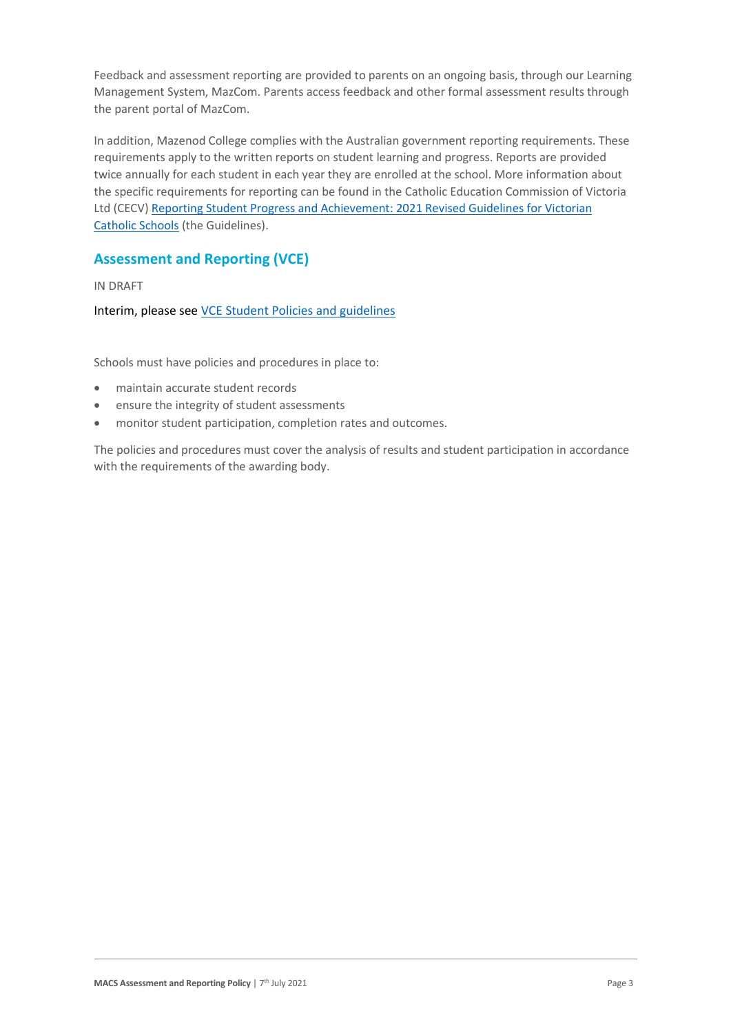Feedback and assessment reporting are provided to parents on an ongoing basis, through our Learning Management System, MazCom. Parents access feedback and other formal assessment results through the parent portal of MazCom.

In addition, Mazenod College complies with the Australian government reporting requirements. These requirements apply to the written reports on student learning and progress. Reports are provided twice annually for each student in each year they are enrolled at the school. More information about the specific requirements for reporting can be found in the Catholic Education Commission of Victoria Ltd (CECV) [Reporting Student Progress and Achievement: 2021 Revised Guidelines for Victorian Catholic Schools] (the Guidelines).

## Assessment and Reporting (VCE)

IN DRAFT

Interim, please see [VCE Student Policies and guidelines]

Schools must have policies and procedures in place to:

- maintain accurate student records
- ensure the integrity of student assessments
- monitor student participation, completion rates and outcomes.

The policies and procedures must cover the analysis of results and student participation in accordance with the requirements of the awarding body.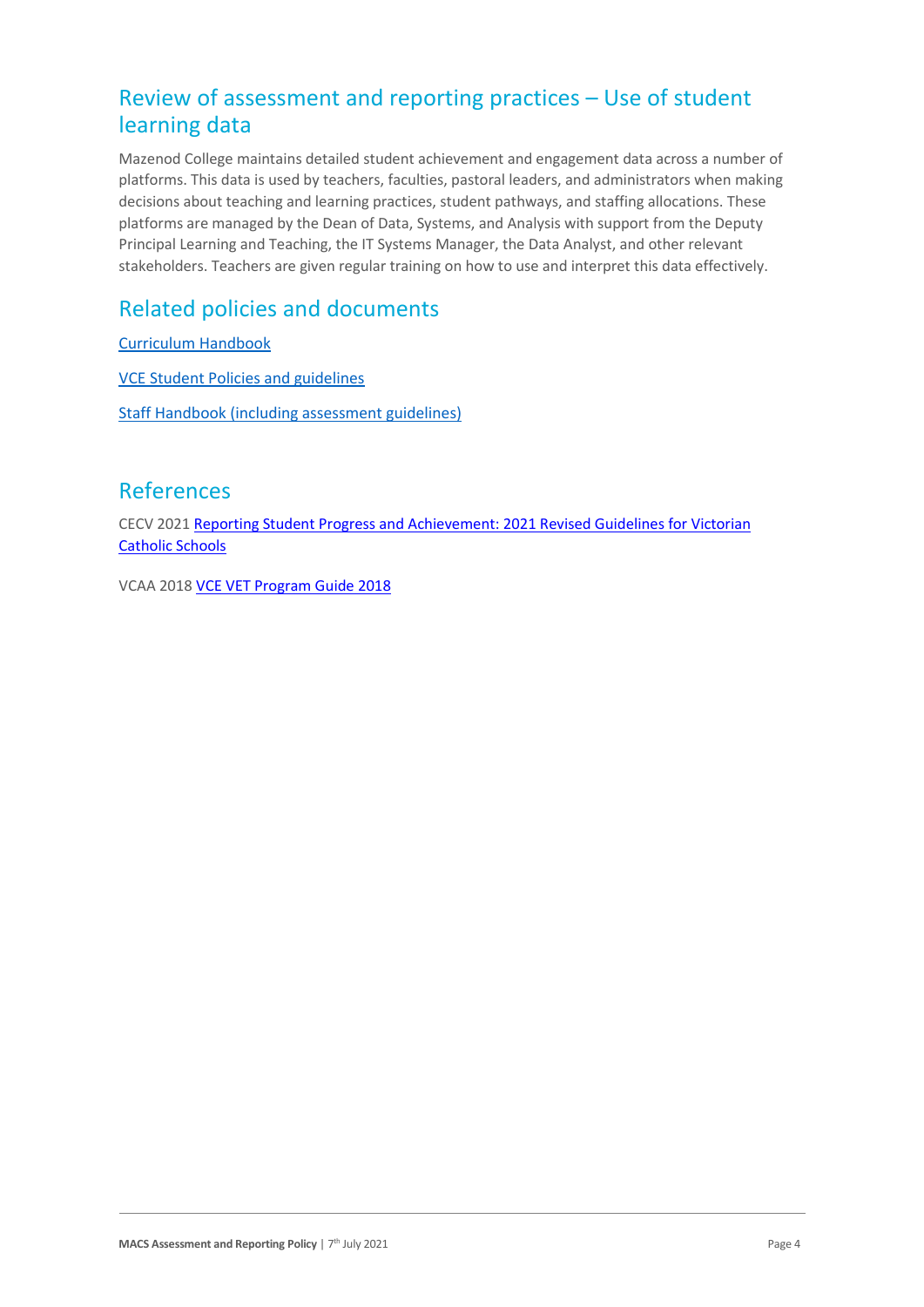## Review of assessment and reporting practices – Use of student learning data

Mazenod College maintains detailed student achievement and engagement data across a number of platforms. This data is used by teachers, faculties, pastoral leaders, and administrators when making decisions about teaching and learning practices, student pathways, and staffing allocations. These platforms are managed by the Dean of Data, Systems, and Analysis with support from the Deputy Principal Learning and Teaching, the IT Systems Manager, the Data Analyst, and other relevant stakeholders. Teachers are given regular training on how to use and interpret this data effectively.

## Related policies and documents

Curriculum Handbook

VCE Student Policies and guidelines

Staff Handbook (including assessment guidelines)

## References

CECV 2021 Reporting Student Progress and Achievement: 2021 Revised Guidelines for Victorian Catholic Schools

VCAA 2018 VCE VET Program Guide 2018